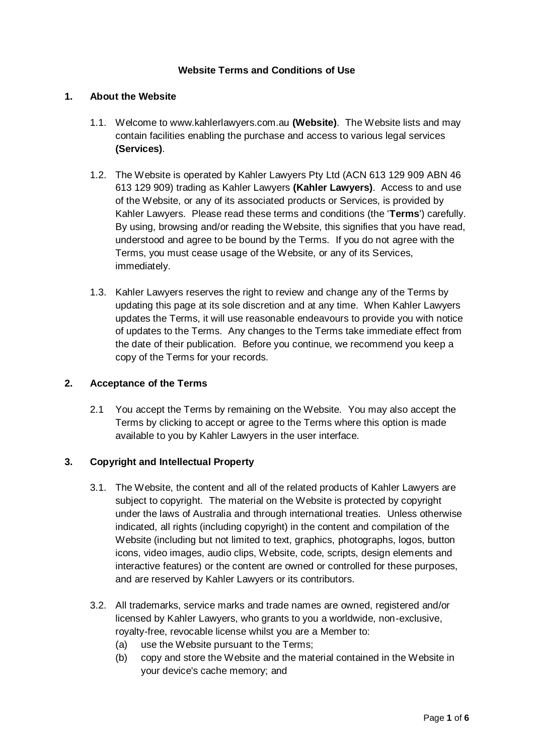# Website Terms and Conditions of Use

## 1. About the Website

1.1. Welcome to www.kahlerlawyers.com.au **(Website)**. The Website lists and may contain facilities enabling the purchase and access to various legal services **(Services)**.

1.2. The Website is operated by Kahler Lawyers Pty Ltd (ACN 613 129 909 ABN 46 613 129 909) trading as Kahler Lawyers **(Kahler Lawyers)**. Access to and use of the Website, or any of its associated products or Services, is provided by Kahler Lawyers. Please read these terms and conditions (the '**Terms**') carefully. By using, browsing and/or reading the Website, this signifies that you have read, understood and agree to be bound by the Terms. If you do not agree with the Terms, you must cease usage of the Website, or any of its Services, immediately.

1.3. Kahler Lawyers reserves the right to review and change any of the Terms by updating this page at its sole discretion and at any time. When Kahler Lawyers updates the Terms, it will use reasonable endeavours to provide you with notice of updates to the Terms. Any changes to the Terms take immediate effect from the date of their publication. Before you continue, we recommend you keep a copy of the Terms for your records.

## 2. Acceptance of the Terms

2.1 You accept the Terms by remaining on the Website. You may also accept the Terms by clicking to accept or agree to the Terms where this option is made available to you by Kahler Lawyers in the user interface.

## 3. Copyright and Intellectual Property

3.1. The Website, the content and all of the related products of Kahler Lawyers are subject to copyright. The material on the Website is protected by copyright under the laws of Australia and through international treaties. Unless otherwise indicated, all rights (including copyright) in the content and compilation of the Website (including but not limited to text, graphics, photographs, logos, button icons, video images, audio clips, Website, code, scripts, design elements and interactive features) or the content are owned or controlled for these purposes, and are reserved by Kahler Lawyers or its contributors.

3.2. All trademarks, service marks and trade names are owned, registered and/or licensed by Kahler Lawyers, who grants to you a worldwide, non-exclusive, royalty-free, revocable license whilst you are a Member to:

(a) use the Website pursuant to the Terms;

(b) copy and store the Website and the material contained in the Website in your device's cache memory; and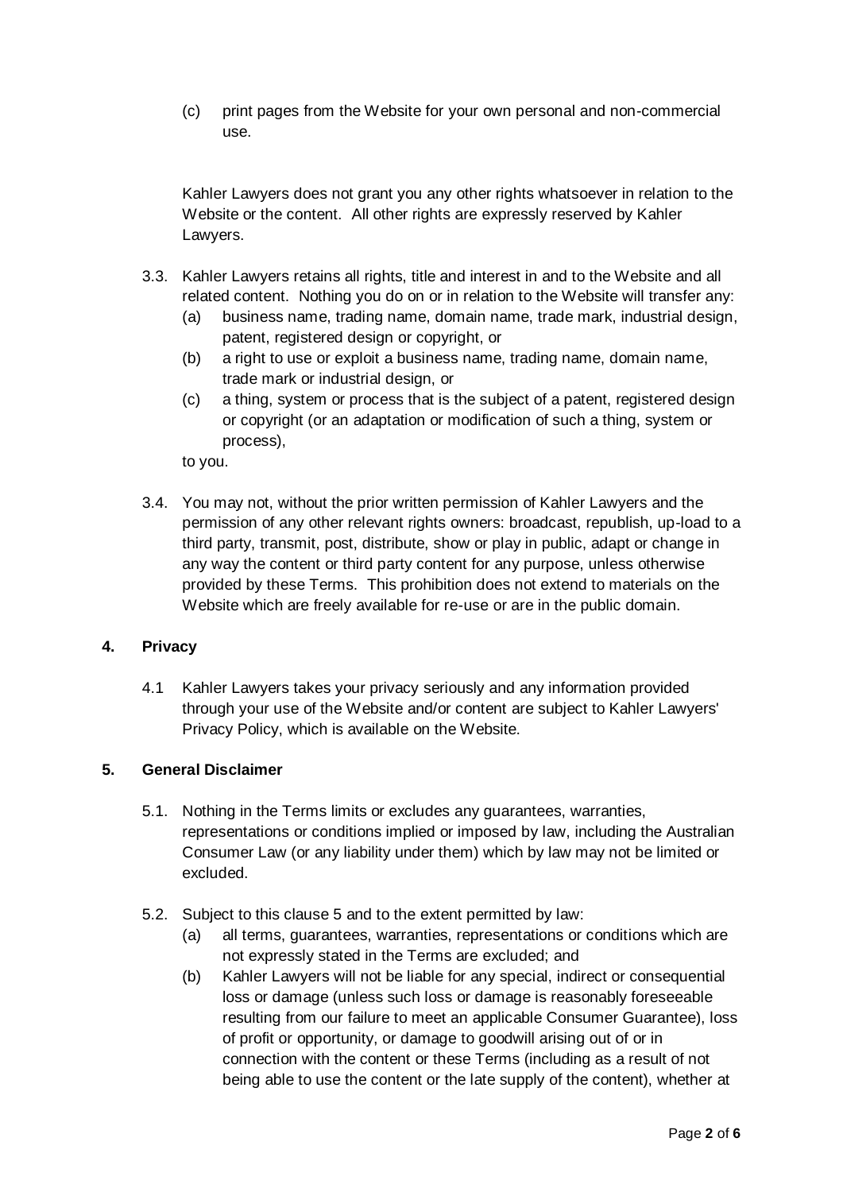(c) print pages from the Website for your own personal and non-commercial use.

Kahler Lawyers does not grant you any other rights whatsoever in relation to the Website or the content. All other rights are expressly reserved by Kahler Lawyers.

3.3. Kahler Lawyers retains all rights, title and interest in and to the Website and all related content. Nothing you do on or in relation to the Website will transfer any:

(a) business name, trading name, domain name, trade mark, industrial design, patent, registered design or copyright, or

(b) a right to use or exploit a business name, trading name, domain name, trade mark or industrial design, or

(c) a thing, system or process that is the subject of a patent, registered design or copyright (or an adaptation or modification of such a thing, system or process),

to you.

3.4. You may not, without the prior written permission of Kahler Lawyers and the permission of any other relevant rights owners: broadcast, republish, up-load to a third party, transmit, post, distribute, show or play in public, adapt or change in any way the content or third party content for any purpose, unless otherwise provided by these Terms. This prohibition does not extend to materials on the Website which are freely available for re-use or are in the public domain.

## 4. Privacy

4.1 Kahler Lawyers takes your privacy seriously and any information provided through your use of the Website and/or content are subject to Kahler Lawyers' Privacy Policy, which is available on the Website.

## 5. General Disclaimer

5.1. Nothing in the Terms limits or excludes any guarantees, warranties, representations or conditions implied or imposed by law, including the Australian Consumer Law (or any liability under them) which by law may not be limited or excluded.

5.2. Subject to this clause 5 and to the extent permitted by law:

(a) all terms, guarantees, warranties, representations or conditions which are not expressly stated in the Terms are excluded; and

(b) Kahler Lawyers will not be liable for any special, indirect or consequential loss or damage (unless such loss or damage is reasonably foreseeable resulting from our failure to meet an applicable Consumer Guarantee), loss of profit or opportunity, or damage to goodwill arising out of or in connection with the content or these Terms (including as a result of not being able to use the content or the late supply of the content), whether at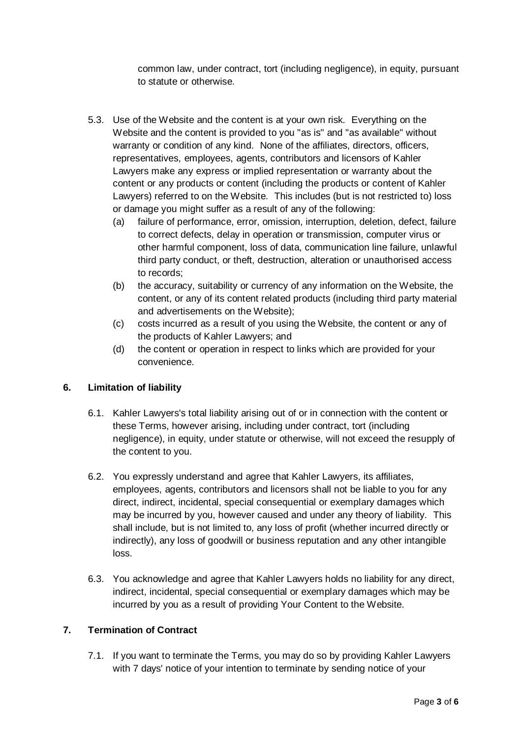common law, under contract, tort (including negligence), in equity, pursuant to statute or otherwise.

5.3. Use of the Website and the content is at your own risk. Everything on the Website and the content is provided to you "as is" and "as available" without warranty or condition of any kind. None of the affiliates, directors, officers, representatives, employees, agents, contributors and licensors of Kahler Lawyers make any express or implied representation or warranty about the content or any products or content (including the products or content of Kahler Lawyers) referred to on the Website. This includes (but is not restricted to) loss or damage you might suffer as a result of any of the following:

- (a) failure of performance, error, omission, interruption, deletion, defect, failure to correct defects, delay in operation or transmission, computer virus or other harmful component, loss of data, communication line failure, unlawful third party conduct, or theft, destruction, alteration or unauthorised access to records;
- (b) the accuracy, suitability or currency of any information on the Website, the content, or any of its content related products (including third party material and advertisements on the Website);
- (c) costs incurred as a result of you using the Website, the content or any of the products of Kahler Lawyers; and
- (d) the content or operation in respect to links which are provided for your convenience.

## 6. Limitation of liability

6.1. Kahler Lawyers's total liability arising out of or in connection with the content or these Terms, however arising, including under contract, tort (including negligence), in equity, under statute or otherwise, will not exceed the resupply of the content to you.

6.2. You expressly understand and agree that Kahler Lawyers, its affiliates, employees, agents, contributors and licensors shall not be liable to you for any direct, indirect, incidental, special consequential or exemplary damages which may be incurred by you, however caused and under any theory of liability. This shall include, but is not limited to, any loss of profit (whether incurred directly or indirectly), any loss of goodwill or business reputation and any other intangible loss.

6.3. You acknowledge and agree that Kahler Lawyers holds no liability for any direct, indirect, incidental, special consequential or exemplary damages which may be incurred by you as a result of providing Your Content to the Website.

## 7. Termination of Contract

7.1. If you want to terminate the Terms, you may do so by providing Kahler Lawyers with 7 days' notice of your intention to terminate by sending notice of your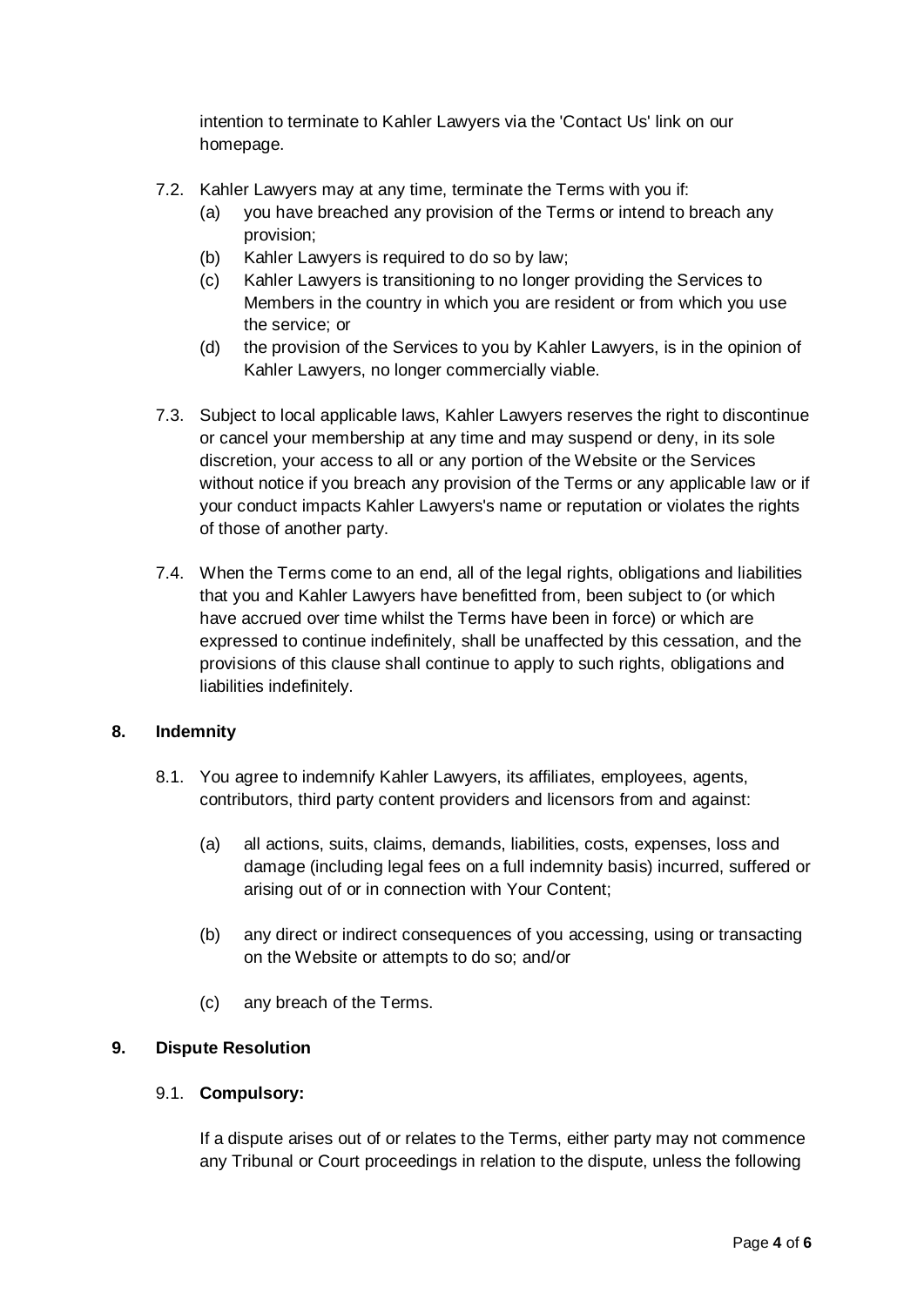intention to terminate to Kahler Lawyers via the 'Contact Us' link on our homepage.

7.2. Kahler Lawyers may at any time, terminate the Terms with you if:

(a) you have breached any provision of the Terms or intend to breach any provision;

(b) Kahler Lawyers is required to do so by law;

(c) Kahler Lawyers is transitioning to no longer providing the Services to Members in the country in which you are resident or from which you use the service; or

(d) the provision of the Services to you by Kahler Lawyers, is in the opinion of Kahler Lawyers, no longer commercially viable.

7.3. Subject to local applicable laws, Kahler Lawyers reserves the right to discontinue or cancel your membership at any time and may suspend or deny, in its sole discretion, your access to all or any portion of the Website or the Services without notice if you breach any provision of the Terms or any applicable law or if your conduct impacts Kahler Lawyers's name or reputation or violates the rights of those of another party.

7.4. When the Terms come to an end, all of the legal rights, obligations and liabilities that you and Kahler Lawyers have benefitted from, been subject to (or which have accrued over time whilst the Terms have been in force) or which are expressed to continue indefinitely, shall be unaffected by this cessation, and the provisions of this clause shall continue to apply to such rights, obligations and liabilities indefinitely.

## 8. Indemnity

8.1. You agree to indemnify Kahler Lawyers, its affiliates, employees, agents, contributors, third party content providers and licensors from and against:

(a) all actions, suits, claims, demands, liabilities, costs, expenses, loss and damage (including legal fees on a full indemnity basis) incurred, suffered or arising out of or in connection with Your Content;

(b) any direct or indirect consequences of you accessing, using or transacting on the Website or attempts to do so; and/or

(c) any breach of the Terms.

## 9. Dispute Resolution

9.1. **Compulsory:**

If a dispute arises out of or relates to the Terms, either party may not commence any Tribunal or Court proceedings in relation to the dispute, unless the following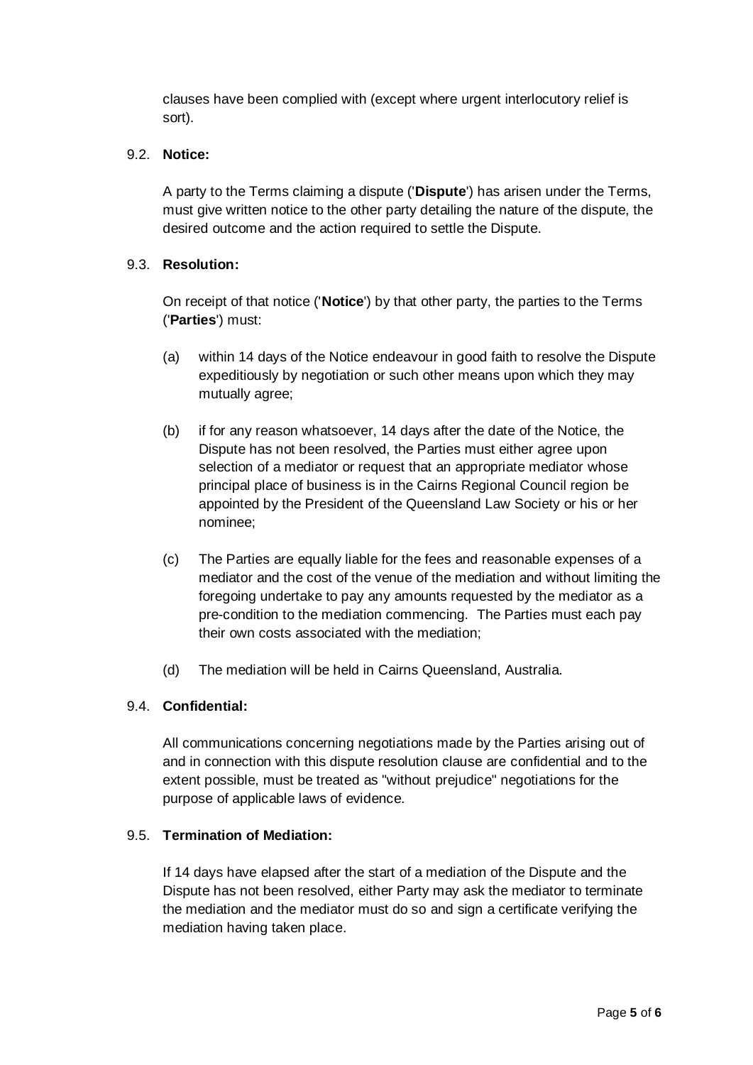clauses have been complied with (except where urgent interlocutory relief is sort).

9.2. **Notice:**

A party to the Terms claiming a dispute ('**Dispute**') has arisen under the Terms, must give written notice to the other party detailing the nature of the dispute, the desired outcome and the action required to settle the Dispute.

9.3. **Resolution:**

On receipt of that notice ('**Notice**') by that other party, the parties to the Terms ('**Parties**') must:

(a) within 14 days of the Notice endeavour in good faith to resolve the Dispute expeditiously by negotiation or such other means upon which they may mutually agree;

(b) if for any reason whatsoever, 14 days after the date of the Notice, the Dispute has not been resolved, the Parties must either agree upon selection of a mediator or request that an appropriate mediator whose principal place of business is in the Cairns Regional Council region be appointed by the President of the Queensland Law Society or his or her nominee;

(c) The Parties are equally liable for the fees and reasonable expenses of a mediator and the cost of the venue of the mediation and without limiting the foregoing undertake to pay any amounts requested by the mediator as a pre-condition to the mediation commencing. The Parties must each pay their own costs associated with the mediation;

(d) The mediation will be held in Cairns Queensland, Australia.

9.4. **Confidential:**

All communications concerning negotiations made by the Parties arising out of and in connection with this dispute resolution clause are confidential and to the extent possible, must be treated as "without prejudice" negotiations for the purpose of applicable laws of evidence.

9.5. **Termination of Mediation:**

If 14 days have elapsed after the start of a mediation of the Dispute and the Dispute has not been resolved, either Party may ask the mediator to terminate the mediation and the mediator must do so and sign a certificate verifying the mediation having taken place.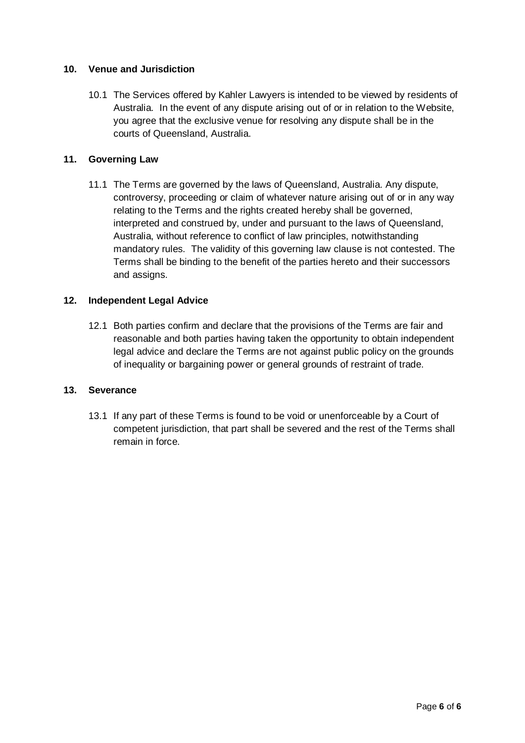## 10. Venue and Jurisdiction

10.1 The Services offered by Kahler Lawyers is intended to be viewed by residents of Australia. In the event of any dispute arising out of or in relation to the Website, you agree that the exclusive venue for resolving any dispute shall be in the courts of Queensland, Australia.

## 11. Governing Law

11.1 The Terms are governed by the laws of Queensland, Australia. Any dispute, controversy, proceeding or claim of whatever nature arising out of or in any way relating to the Terms and the rights created hereby shall be governed, interpreted and construed by, under and pursuant to the laws of Queensland, Australia, without reference to conflict of law principles, notwithstanding mandatory rules. The validity of this governing law clause is not contested. The Terms shall be binding to the benefit of the parties hereto and their successors and assigns.

## 12. Independent Legal Advice

12.1 Both parties confirm and declare that the provisions of the Terms are fair and reasonable and both parties having taken the opportunity to obtain independent legal advice and declare the Terms are not against public policy on the grounds of inequality or bargaining power or general grounds of restraint of trade.

## 13. Severance

13.1 If any part of these Terms is found to be void or unenforceable by a Court of competent jurisdiction, that part shall be severed and the rest of the Terms shall remain in force.